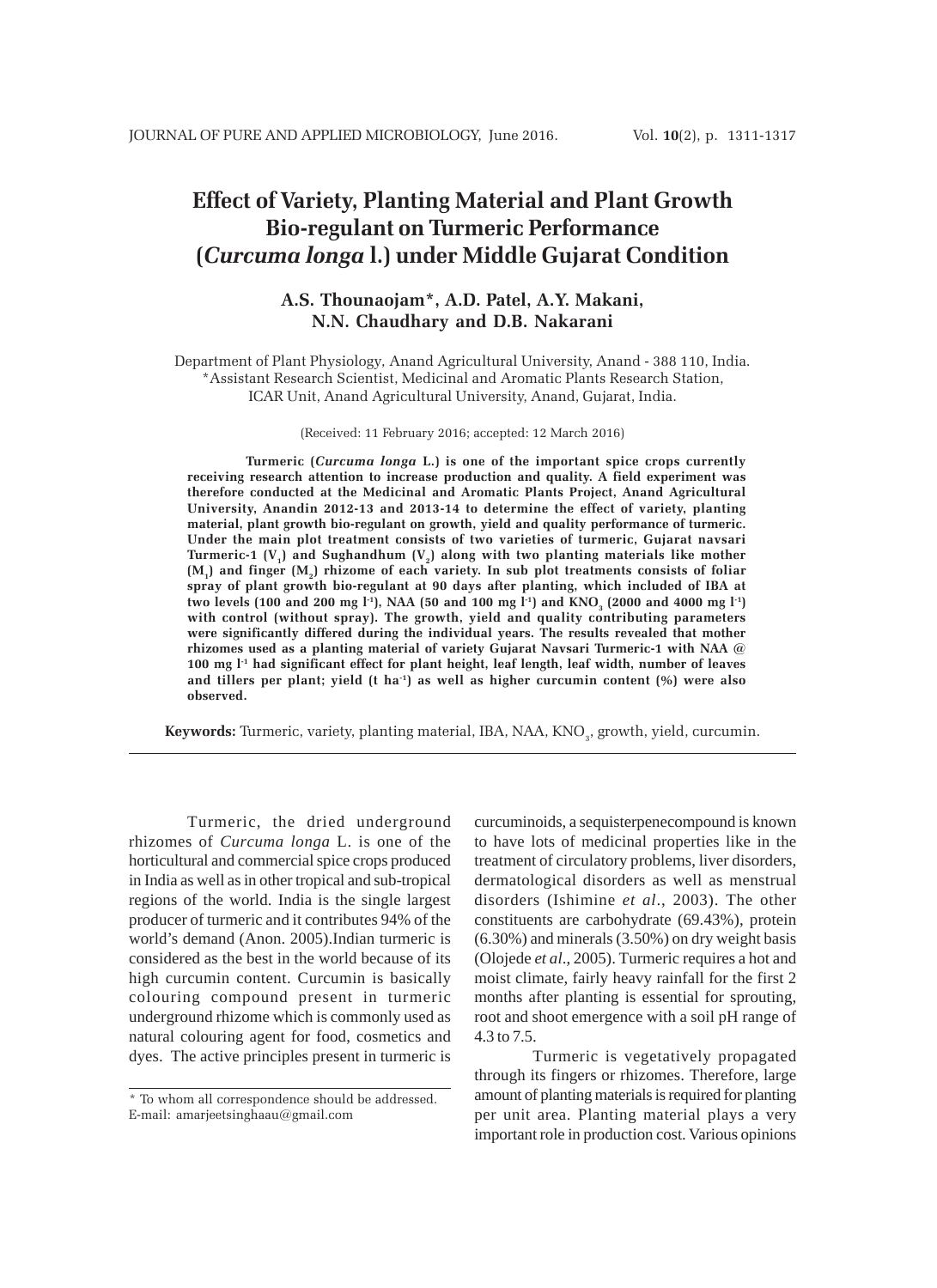# Effect of Variety, Planting Material and Plant Growth Bio-regulant on Turmeric Performance (*Curcuma longa* l.) under Middle Gujarat Condition

**A.S. Thounaojam*, A.D. Patel, A.Y. Makani, N.N. Chaudhary and D.B. Nakarani**

Department of Plant Physiology, Anand Agricultural University, Anand - 388 110, India.
*Assistant Research Scientist, Medicinal and Aromatic Plants Research Station, ICAR Unit, Anand Agricultural University, Anand, Gujarat, India.

(Received: 11 February 2016; accepted: 12 March 2016)

**Turmeric (*Curcuma longa* L.) is one of the important spice crops currently receiving research attention to increase production and quality. A field experiment was therefore conducted at the Medicinal and Aromatic Plants Project, Anand Agricultural University, Anandin 2012-13 and 2013-14 to determine the effect of variety, planting material, plant growth bio-regulant on growth, yield and quality performance of turmeric. Under the main plot treatment consists of two varieties of turmeric, Gujarat navsari Turmeric-1 ($V_1$) and Sughandhum ($V_2$) along with two planting materials like mother ($M_1$) and finger ($M_2$) rhizome of each variety. In sub plot treatments consists of foliar spray of plant growth bio-regulant at 90 days after planting, which included of IBA at two levels (100 and 200 mg $l^{-1}$), NAA (50 and 100 mg $l^{-1}$) and $KNO_3$ (2000 and 4000 mg $l^{-1}$) with control (without spray). The growth, yield and quality contributing parameters were significantly differed during the individual years. The results revealed that mother rhizomes used as a planting material of variety Gujarat Navsari Turmeric-1 with NAA @ 100 mg $l^{-1}$ had significant effect for plant height, leaf length, leaf width, number of leaves and tillers per plant; yield (t $ha^{-1}$) as well as higher curcumin content (%) were also observed.**

**Keywords:** Turmeric, variety, planting material, IBA, NAA, $KNO_3$, growth, yield, curcumin.

---

Turmeric, the dried underground rhizomes of *Curcuma longa* L. is one of the horticultural and commercial spice crops produced in India as well as in other tropical and sub-tropical regions of the world. India is the single largest producer of turmeric and it contributes 94% of the world's demand (Anon. 2005).Indian turmeric is considered as the best in the world because of its high curcumin content. Curcumin is basically colouring compound present in turmeric underground rhizome which is commonly used as natural colouring agent for food, cosmetics and dyes. The active principles present in turmeric is curcuminoids, a sequisterpenecompound is known to have lots of medicinal properties like in the treatment of circulatory problems, liver disorders, dermatological disorders as well as menstrual disorders (Ishimine *et al*., 2003). The other constituents are carbohydrate (69.43%), protein (6.30%) and minerals (3.50%) on dry weight basis (Olojede *et al*., 2005). Turmeric requires a hot and moist climate, fairly heavy rainfall for the first 2 months after planting is essential for sprouting, root and shoot emergence with a soil pH range of 4.3 to 7.5.

Turmeric is vegetatively propagated through its fingers or rhizomes. Therefore, large amount of planting materials is required for planting per unit area. Planting material plays a very important role in production cost. Various opinions

---

* To whom all correspondence should be addressed.
E-mail: amarjeetsinghaau@gmail.com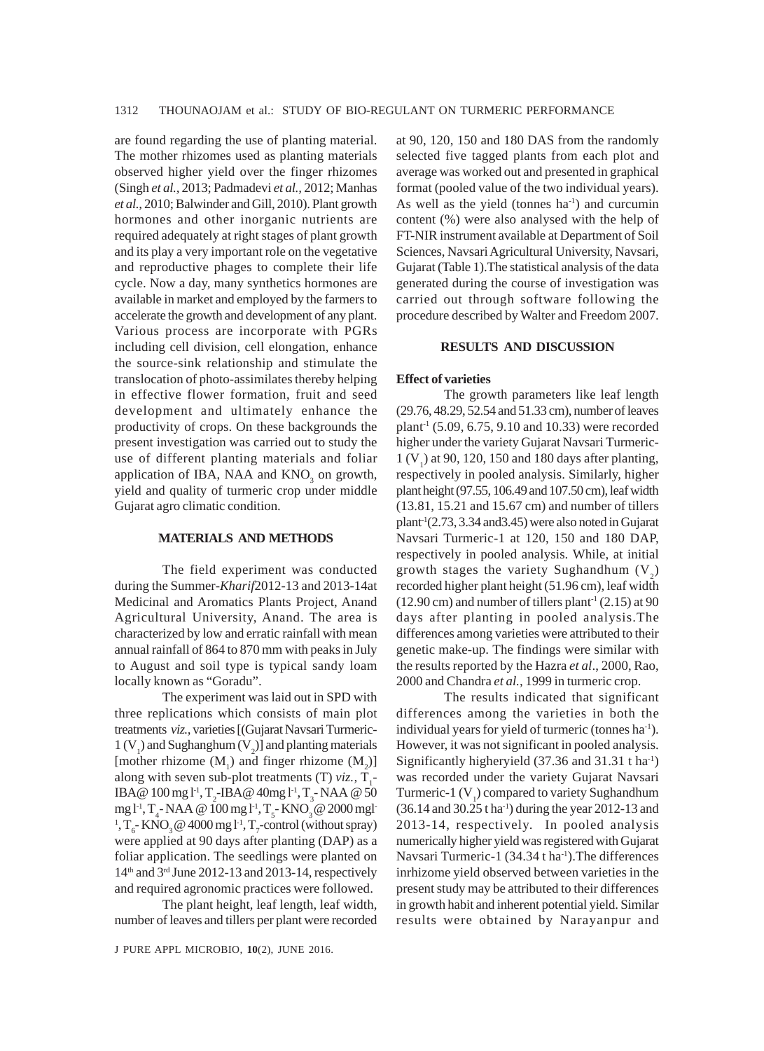are found regarding the use of planting material. The mother rhizomes used as planting materials observed higher yield over the finger rhizomes (Singh *et al.,* 2013; Padmadevi *et al.,* 2012; Manhas *et al.,* 2010; Balwinder and Gill, 2010). Plant growth hormones and other inorganic nutrients are required adequately at right stages of plant growth and its play a very important role on the vegetative and reproductive phages to complete their life cycle. Now a day, many synthetics hormones are available in market and employed by the farmers to accelerate the growth and development of any plant. Various process are incorporate with PGRs including cell division, cell elongation, enhance the source-sink relationship and stimulate the translocation of photo-assimilates thereby helping in effective flower formation, fruit and seed development and ultimately enhance the productivity of crops. On these backgrounds the present investigation was carried out to study the use of different planting materials and foliar application of IBA, NAA and $KNO_3$ on growth, yield and quality of turmeric crop under middle Gujarat agro climatic condition.

## MATERIALS AND METHODS

The field experiment was conducted during the Summer-*Kharif*2012-13 and 2013-14at Medicinal and Aromatics Plants Project, Anand Agricultural University, Anand. The area is characterized by low and erratic rainfall with mean annual rainfall of 864 to 870 mm with peaks in July to August and soil type is typical sandy loam locally known as "Goradu".

The experiment was laid out in SPD with three replications which consists of main plot treatments *viz.,* varieties [(Gujarat Navsari Turmeric-1 ($V_1$) and Sughanghum ($V_2$)] and planting materials [mother rhizome ($M_1$) and finger rhizome ($M_2$)] along with seven sub-plot treatments (T) *viz.,* $T_1$-IBA@ 100 mg $l^{-1}$, $T_2$-IBA@ 40mg $l^{-1}$, $T_3$- NAA @ 50 mg $l^{-1}$, $T_4$- NAA @ 100 mg $l^{-1}$, $T_5$- $KNO_3$ @ 2000 mgl$^{-1}$, $T_6$- $KNO_3$ @ 4000 mg $l^{-1}$, $T_7$-control (without spray) were applied at 90 days after planting (DAP) as a foliar application. The seedlings were planted on 14th and 3rd June 2012-13 and 2013-14, respectively and required agronomic practices were followed.

The plant height, leaf length, leaf width, number of leaves and tillers per plant were recorded at 90, 120, 150 and 180 DAS from the randomly selected five tagged plants from each plot and average was worked out and presented in graphical format (pooled value of the two individual years). As well as the yield (tonnes ha$^{-1}$) and curcumin content (%) were also analysed with the help of FT-NIR instrument available at Department of Soil Sciences, Navsari Agricultural University, Navsari, Gujarat (Table 1).The statistical analysis of the data generated during the course of investigation was carried out through software following the procedure described by Walter and Freedom 2007.

## RESULTS AND DISCUSSION

### Effect of varieties

The growth parameters like leaf length (29.76, 48.29, 52.54 and 51.33 cm), number of leaves plant$^{-1}$ (5.09, 6.75, 9.10 and 10.33) were recorded higher under the variety Gujarat Navsari Turmeric-1 ($V_1$) at 90, 120, 150 and 180 days after planting, respectively in pooled analysis. Similarly, higher plant height (97.55, 106.49 and 107.50 cm), leaf width (13.81, 15.21 and 15.67 cm) and number of tillers plant$^{-1}$(2.73, 3.34 and3.45) were also noted in Gujarat Navsari Turmeric-1 at 120, 150 and 180 DAP, respectively in pooled analysis. While, at initial growth stages the variety Sughandhum ($V_2$) recorded higher plant height (51.96 cm), leaf width (12.90 cm) and number of tillers plant$^{-1}$ (2.15) at 90 days after planting in pooled analysis.The differences among varieties were attributed to their genetic make-up. The findings were similar with the results reported by the Hazra *et al*., 2000, Rao, 2000 and Chandra *et al.,* 1999 in turmeric crop.

The results indicated that significant differences among the varieties in both the individual years for yield of turmeric (tonnes ha$^{-1}$). However, it was not significant in pooled analysis. Significantly higheryield (37.36 and 31.31 t ha$^{-1}$) was recorded under the variety Gujarat Navsari Turmeric-1 ($V_1$) compared to variety Sughandhum (36.14 and 30.25 t ha$^{-1}$) during the year 2012-13 and 2013-14, respectively. In pooled analysis numerically higher yield was registered with Gujarat Navsari Turmeric-1 (34.34 t ha$^{-1}$).The differences inrhizome yield observed between varieties in the present study may be attributed to their differences in growth habit and inherent potential yield. Similar results were obtained by Narayanpur and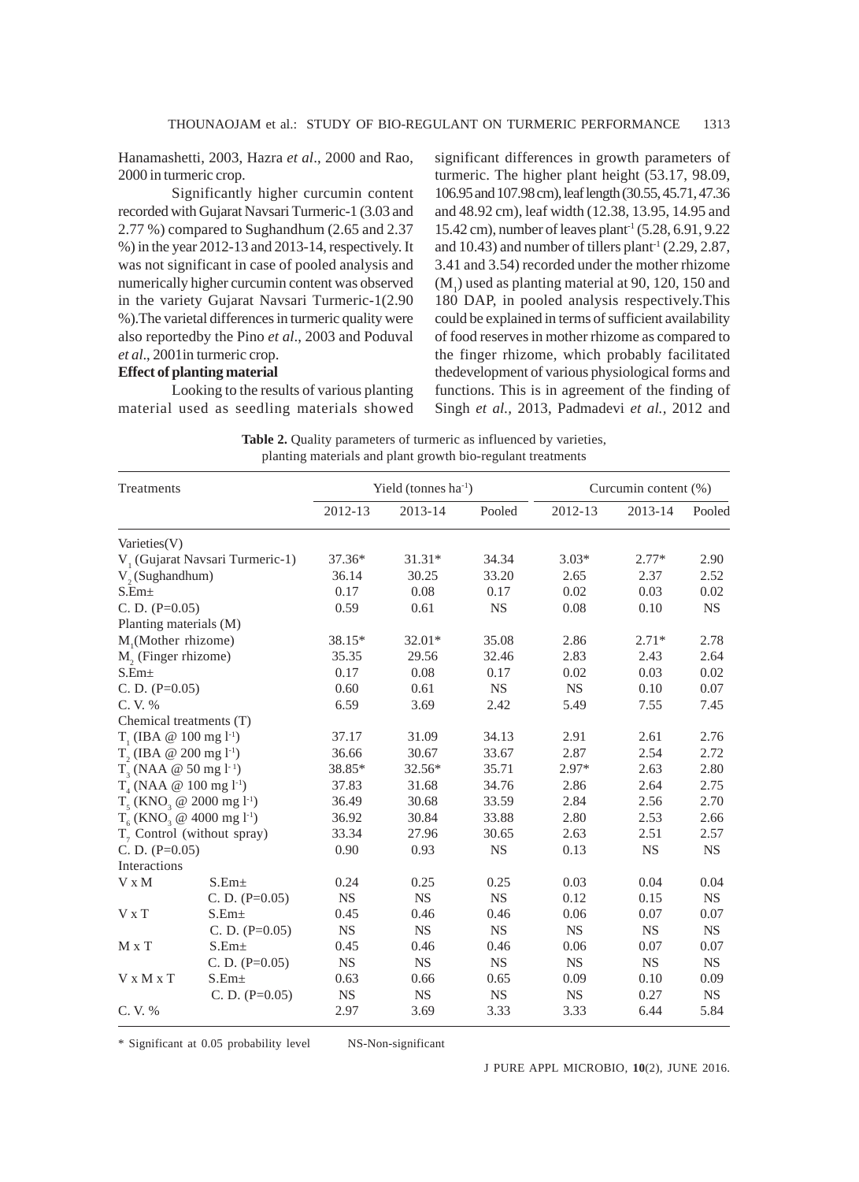Hanamashetti, 2003, Hazra *et al*., 2000 and Rao, 2000 in turmeric crop.

Significantly higher curcumin content recorded with Gujarat Navsari Turmeric-1 (3.03 and 2.77 %) compared to Sughandhum (2.65 and 2.37 %) in the year 2012-13 and 2013-14, respectively. It was not significant in case of pooled analysis and numerically higher curcumin content was observed in the variety Gujarat Navsari Turmeric-1(2.90 %).The varietal differences in turmeric quality were also reportedby the Pino *et al*., 2003 and Poduval *et al*., 2001in turmeric crop.

**Effect of planting material**

Looking to the results of various planting material used as seedling materials showed significant differences in growth parameters of turmeric. The higher plant height (53.17, 98.09, 106.95 and 107.98 cm), leaf length (30.55, 45.71, 47.36 and 48.92 cm), leaf width (12.38, 13.95, 14.95 and 15.42 cm), number of leaves plant$^{-1}$ (5.28, 6.91, 9.22 and 10.43) and number of tillers plant$^{-1}$ (2.29, 2.87, 3.41 and 3.54) recorded under the mother rhizome ($M_1$) used as planting material at 90, 120, 150 and 180 DAP, in pooled analysis respectively.This could be explained in terms of sufficient availability of food reserves in mother rhizome as compared to the finger rhizome, which probably facilitated thedevelopment of various physiological forms and functions. This is in agreement of the finding of Singh *et al.,* 2013, Padmadevi *et al.,* 2012 and

**Table 2.** Quality parameters of turmeric as influenced by varieties, planting materials and plant growth bio-regulant treatments

| Treatments | | Yield (tonnes ha$^{-1}$) | | | Curcumin content (%) | | |
|---|---|---|---|---|---|---|---|
| | | 2012-13 | 2013-14 | Pooled | 2012-13 | 2013-14 | Pooled |
| Varieties(V) | | | | | | | |
| $V_1$ (Gujarat Navsari Turmeric-1) | | 37.36* | 31.31* | 34.34 | 3.03* | 2.77* | 2.90 |
| $V_2$ (Sughandhum) | | 36.14 | 30.25 | 33.20 | 2.65 | 2.37 | 2.52 |
| S.Em± | | 0.17 | 0.08 | 0.17 | 0.02 | 0.03 | 0.02 |
| C. D. (P=0.05) | | 0.59 | 0.61 | NS | 0.08 | 0.10 | NS |
| Planting materials (M) | | | | | | | |
| $M_1$(Mother rhizome) | | 38.15* | 32.01* | 35.08 | 2.86 | 2.71* | 2.78 |
| $M_2$ (Finger rhizome) | | 35.35 | 29.56 | 32.46 | 2.83 | 2.43 | 2.64 |
| S.Em± | | 0.17 | 0.08 | 0.17 | 0.02 | 0.03 | 0.02 |
| C. D. (P=0.05) | | 0.60 | 0.61 | NS | NS | 0.10 | 0.07 |
| C. V. % | | 6.59 | 3.69 | 2.42 | 5.49 | 7.55 | 7.45 |
| Chemical treatments (T) | | | | | | | |
| $T_1$ (IBA @ 100 mg l$^{-1}$) | | 37.17 | 31.09 | 34.13 | 2.91 | 2.61 | 2.76 |
| $T_2$ (IBA @ 200 mg l$^{-1}$) | | 36.66 | 30.67 | 33.67 | 2.87 | 2.54 | 2.72 |
| $T_3$ (NAA @ 50 mg l$^{-1}$) | | 38.85* | 32.56* | 35.71 | 2.97* | 2.63 | 2.80 |
| $T_4$ (NAA @ 100 mg l$^{-1}$) | | 37.83 | 31.68 | 34.76 | 2.86 | 2.64 | 2.75 |
| $T_5$ ($KNO_3$ @ 2000 mg l$^{-1}$) | | 36.49 | 30.68 | 33.59 | 2.84 | 2.56 | 2.70 |
| $T_6$ ($KNO_3$ @ 4000 mg l$^{-1}$) | | 36.92 | 30.84 | 33.88 | 2.80 | 2.53 | 2.66 |
| $T_7$ Control (without spray) | | 33.34 | 27.96 | 30.65 | 2.63 | 2.51 | 2.57 |
| C. D. (P=0.05) | | 0.90 | 0.93 | NS | 0.13 | NS | NS |
| Interactions | | | | | | | |
| V x M | S.Em± | 0.24 | 0.25 | 0.25 | 0.03 | 0.04 | 0.04 |
| | C. D. (P=0.05) | NS | NS | NS | 0.12 | 0.15 | NS |
| V x T | S.Em± | 0.45 | 0.46 | 0.46 | 0.06 | 0.07 | 0.07 |
| | C. D. (P=0.05) | NS | NS | NS | NS | NS | NS |
| M x T | S.Em± | 0.45 | 0.46 | 0.46 | 0.06 | 0.07 | 0.07 |
| | C. D. (P=0.05) | NS | NS | NS | NS | NS | NS |
| V x M x T | S.Em± | 0.63 | 0.66 | 0.65 | 0.09 | 0.10 | 0.09 |
| | C. D. (P=0.05) | NS | NS | NS | NS | 0.27 | NS |
| C. V. % | | 2.97 | 3.69 | 3.33 | 3.33 | 6.44 | 5.84 |

\* Significant at 0.05 probability level NS-Non-significant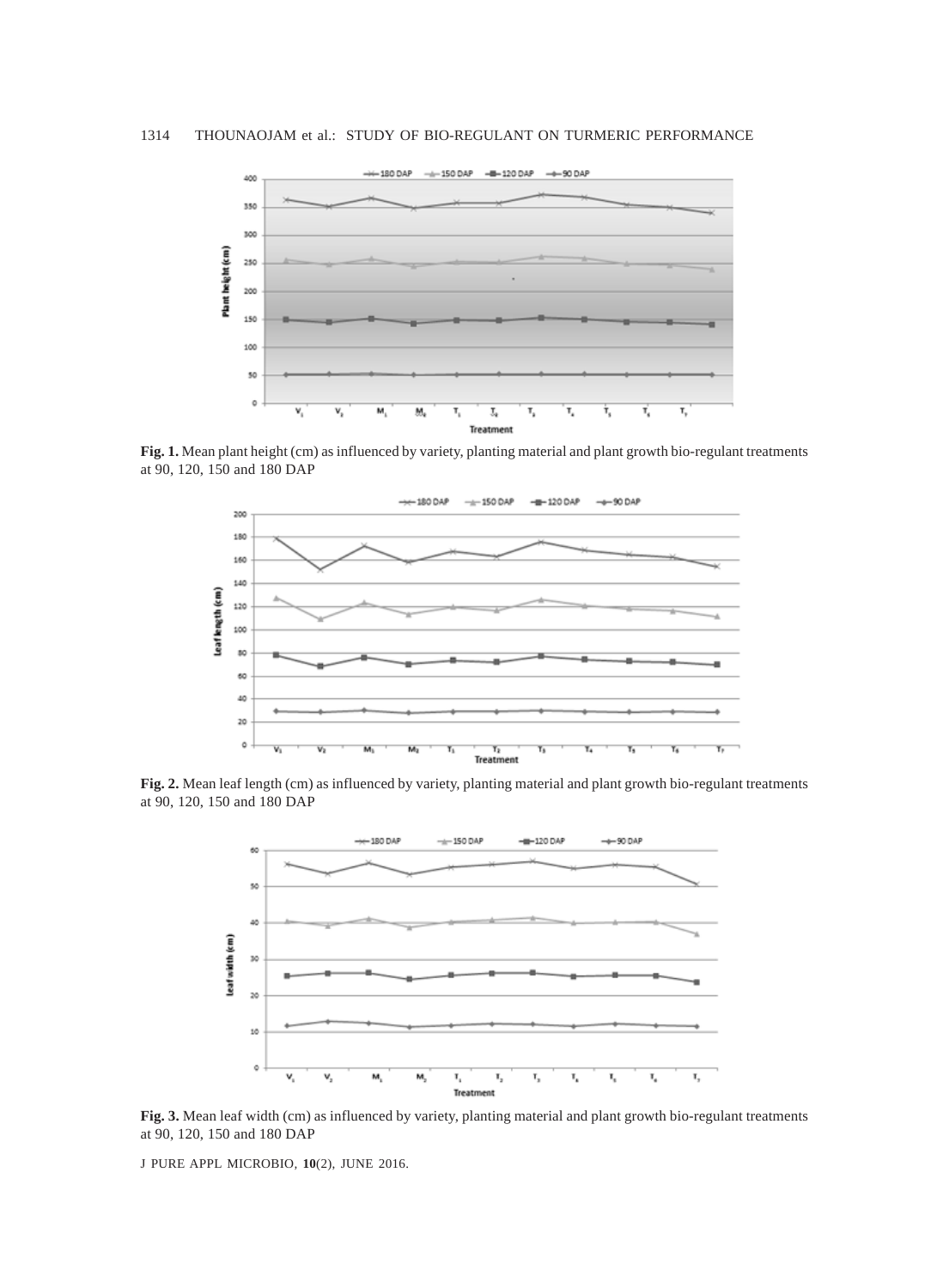**Fig. 1.** Mean plant height (cm) as influenced by variety, planting material and plant growth bio-regulant treatments at 90, 120, 150 and 180 DAP

**Fig. 2.** Mean leaf length (cm) as influenced by variety, planting material and plant growth bio-regulant treatments at 90, 120, 150 and 180 DAP

**Fig. 3.** Mean leaf width (cm) as influenced by variety, planting material and plant growth bio-regulant treatments at 90, 120, 150 and 180 DAP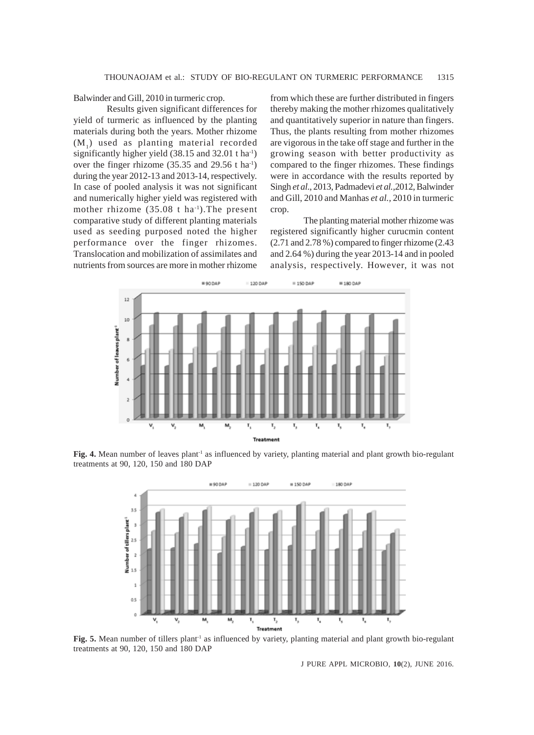Balwinder and Gill, 2010 in turmeric crop.

Results given significant differences for yield of turmeric as influenced by the planting materials during both the years. Mother rhizome ($M_1$) used as planting material recorded significantly higher yield (38.15 and 32.01 t ha$^{-1}$) over the finger rhizome (35.35 and 29.56 t ha$^{-1}$) during the year 2012-13 and 2013-14, respectively. In case of pooled analysis it was not significant and numerically higher yield was registered with mother rhizome (35.08 t ha$^{-1}$).The present comparative study of different planting materials used as seeding purposed noted the higher performance over the finger rhizomes. Translocation and mobilization of assimilates and nutrients from sources are more in mother rhizome from which these are further distributed in fingers thereby making the mother rhizomes qualitatively and quantitatively superior in nature than fingers. Thus, the plants resulting from mother rhizomes are vigorous in the take off stage and further in the growing season with better productivity as compared to the finger rhizomes. These findings were in accordance with the results reported by Singh *et al.*, 2013, Padmadevi *et al.*,2012, Balwinder and Gill, 2010 and Manhas *et al.*, 2010 in turmeric crop.

The planting material mother rhizome was registered significantly higher curucmin content (2.71 and 2.78 %) compared to finger rhizome (2.43 and 2.64 %) during the year 2013-14 and in pooled analysis, respectively. However, it was not

**Fig. 4.** Mean number of leaves plant$^{-1}$ as influenced by variety, planting material and plant growth bio-regulant treatments at 90, 120, 150 and 180 DAP

**Fig. 5.** Mean number of tillers plant$^{-1}$ as influenced by variety, planting material and plant growth bio-regulant treatments at 90, 120, 150 and 180 DAP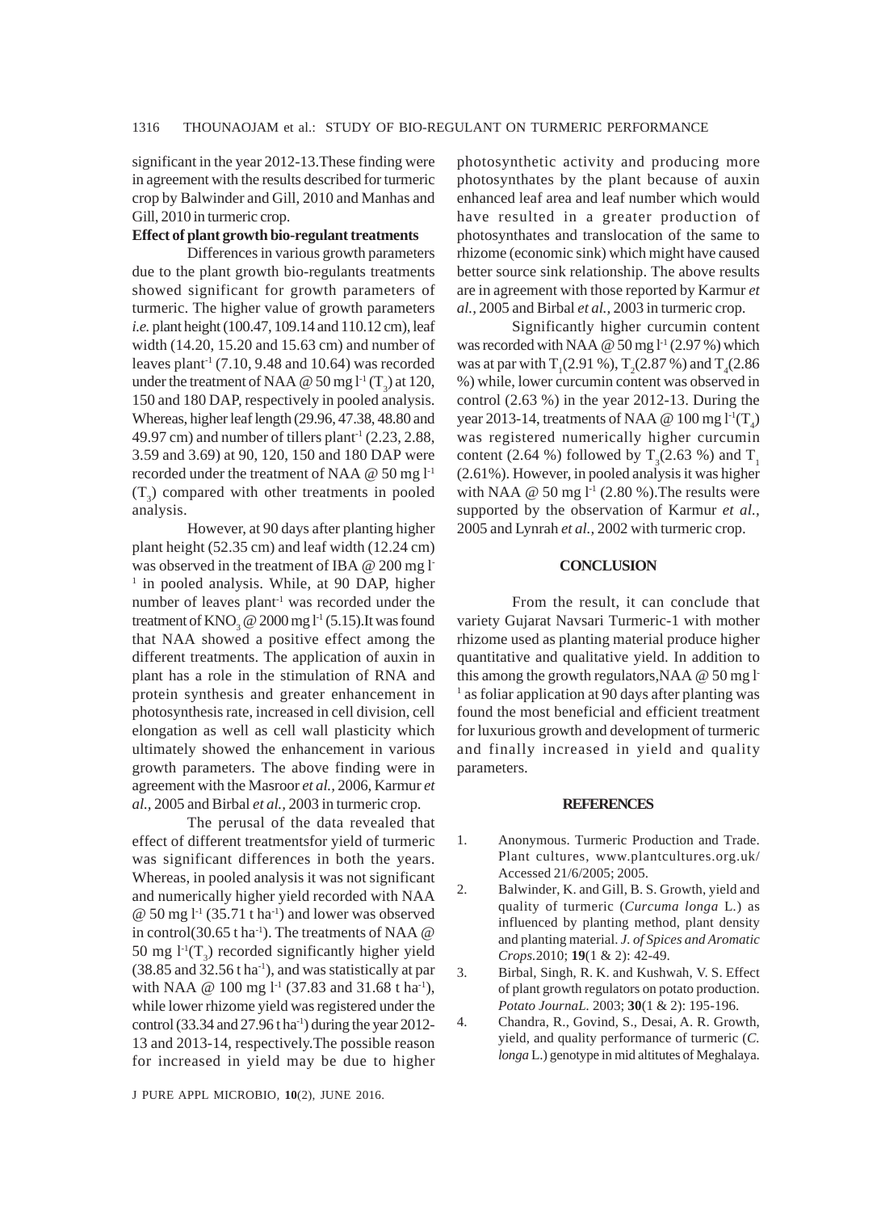significant in the year 2012-13.These finding were in agreement with the results described for turmeric crop by Balwinder and Gill, 2010 and Manhas and Gill, 2010 in turmeric crop.

**Effect of plant growth bio-regulant treatments**

Differences in various growth parameters due to the plant growth bio-regulants treatments showed significant for growth parameters of turmeric. The higher value of growth parameters *i.e.* plant height (100.47, 109.14 and 110.12 cm), leaf width (14.20, 15.20 and 15.63 cm) and number of leaves plant$^{-1}$ (7.10, 9.48 and 10.64) was recorded under the treatment of NAA @ 50 mg $l^{-1}$ ($T_3$) at 120, 150 and 180 DAP, respectively in pooled analysis. Whereas, higher leaf length (29.96, 47.38, 48.80 and 49.97 cm) and number of tillers plant$^{-1}$ (2.23, 2.88, 3.59 and 3.69) at 90, 120, 150 and 180 DAP were recorded under the treatment of NAA @ 50 mg $l^{-1}$ ($T_3$) compared with other treatments in pooled analysis.

However, at 90 days after planting higher plant height (52.35 cm) and leaf width (12.24 cm) was observed in the treatment of IBA @ 200 mg $l^{-1}$ in pooled analysis. While, at 90 DAP, higher number of leaves plant$^{-1}$ was recorded under the treatment of $KNO_3$ @ 2000 mg $l^{-1}$ (5.15).It was found that NAA showed a positive effect among the different treatments. The application of auxin in plant has a role in the stimulation of RNA and protein synthesis and greater enhancement in photosynthesis rate, increased in cell division, cell elongation as well as cell wall plasticity which ultimately showed the enhancement in various growth parameters. The above finding were in agreement with the Masroor *et al.,* 2006, Karmur *et al.,* 2005 and Birbal *et al.,* 2003 in turmeric crop.

The perusal of the data revealed that effect of different treatmentsfor yield of turmeric was significant differences in both the years. Whereas, in pooled analysis it was not significant and numerically higher yield recorded with NAA @ 50 mg $l^{-1}$ (35.71 t ha$^{-1}$) and lower was observed in control(30.65 t ha$^{-1}$). The treatments of NAA @ 50 mg $l^{-1}$($T_3$) recorded significantly higher yield (38.85 and 32.56 t ha$^{-1}$), and was statistically at par with NAA @ 100 mg $l^{-1}$ (37.83 and 31.68 t ha$^{-1}$), while lower rhizome yield was registered under the control (33.34 and 27.96 t ha$^{-1}$) during the year 2012-13 and 2013-14, respectively.The possible reason for increased in yield may be due to higher photosynthetic activity and producing more photosynthates by the plant because of auxin enhanced leaf area and leaf number which would have resulted in a greater production of photosynthates and translocation of the same to rhizome (economic sink) which might have caused better source sink relationship. The above results are in agreement with those reported by Karmur *et al.,* 2005 and Birbal *et al.,* 2003 in turmeric crop.

Significantly higher curcumin content was recorded with NAA @ 50 mg $l^{-1}$ (2.97 %) which was at par with $T_1$(2.91 %), $T_2$(2.87 %) and $T_4$(2.86 %) while, lower curcumin content was observed in control (2.63 %) in the year 2012-13. During the year 2013-14, treatments of NAA @ 100 mg $l^{-1}$($T_4$) was registered numerically higher curcumin content (2.64 %) followed by $T_3$(2.63 %) and $T_1$ (2.61%). However, in pooled analysis it was higher with NAA @ 50 mg $l^{-1}$ (2.80 %).The results were supported by the observation of Karmur *et al.,* 2005 and Lynrah *et al.,* 2002 with turmeric crop.

## CONCLUSION

From the result, it can conclude that variety Gujarat Navsari Turmeric-1 with mother rhizome used as planting material produce higher quantitative and qualitative yield. In addition to this among the growth regulators,NAA @ 50 mg $l^{-1}$ as foliar application at 90 days after planting was found the most beneficial and efficient treatment for luxurious growth and development of turmeric and finally increased in yield and quality parameters.

## REFERENCES

1. Anonymous. Turmeric Production and Trade. Plant cultures, www.plantcultures.org.uk/ Accessed 21/6/2005; 2005.
2. Balwinder, K. and Gill, B. S. Growth, yield and quality of turmeric (*Curcuma longa* L.) as influenced by planting method, plant density and planting material. *J. of Spices and Aromatic Crops.*2010; **19**(1 & 2): 42-49.
3. Birbal, Singh, R. K. and Kushwah, V. S. Effect of plant growth regulators on potato production. *Potato JournaL.* 2003; **30**(1 & 2): 195-196.
4. Chandra, R., Govind, S., Desai, A. R. Growth, yield, and quality performance of turmeric (*C. longa* L.) genotype in mid altitutes of Meghalaya.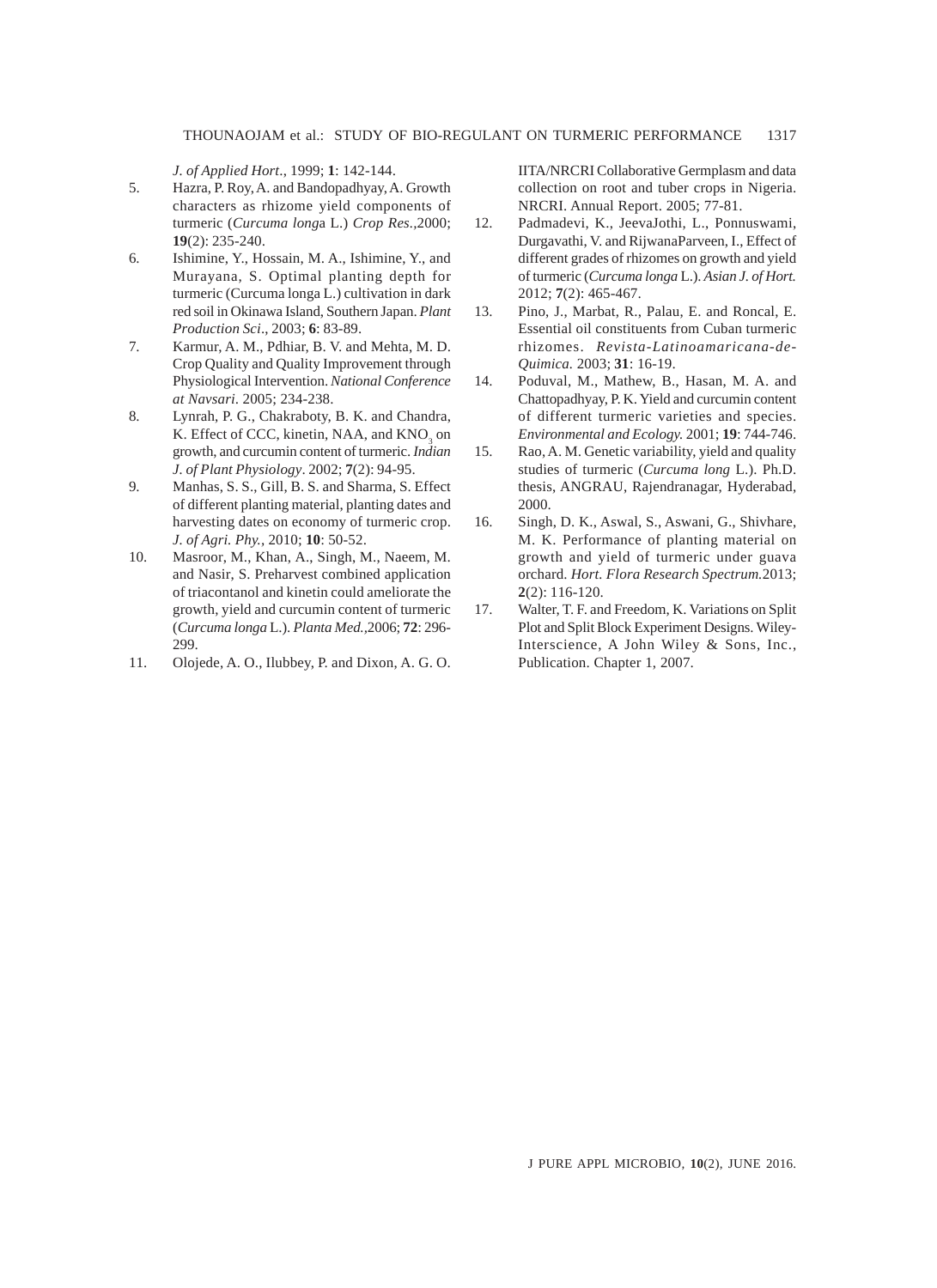*J. of Applied Hort*., 1999; **1**: 142-144.

5. Hazra, P. Roy, A. and Bandopadhyay, A. Growth characters as rhizome yield components of turmeric (*Curcuma longa* L.) *Crop Res.*,2000; **19**(2): 235-240.
6. Ishimine, Y., Hossain, M. A., Ishimine, Y., and Murayana, S. Optimal planting depth for turmeric (Curcuma longa L.) cultivation in dark red soil in Okinawa Island, Southern Japan. *Plant Production Sci*., 2003; **6**: 83-89.
7. Karmur, A. M., Pdhiar, B. V. and Mehta, M. D. Crop Quality and Quality Improvement through Physiological Intervention. *National Conference at Navsari*. 2005; 234-238.
8. Lynrah, P. G., Chakraboty, B. K. and Chandra, K. Effect of CCC, kinetin, NAA, and $KNO_3$ on growth, and curcumin content of turmeric. *Indian J. of Plant Physiology*. 2002; **7**(2): 94-95.
9. Manhas, S. S., Gill, B. S. and Sharma, S. Effect of different planting material, planting dates and harvesting dates on economy of turmeric crop. *J. of Agri. Phy.*, 2010; **10**: 50-52.
10. Masroor, M., Khan, A., Singh, M., Naeem, M. and Nasir, S. Preharvest combined application of triacontanol and kinetin could ameliorate the growth, yield and curcumin content of turmeric (*Curcuma longa* L.). *Planta Med.*,2006; **72**: 296-299.
11. Olojede, A. O., Ilubbey, P. and Dixon, A. G. O. IITA/NRCRI Collaborative Germplasm and data collection on root and tuber crops in Nigeria. NRCRI. Annual Report. 2005; 77-81.
12. Padmadevi, K., JeevaJothi, L., Ponnuswami, Durgavathi, V. and RijwanaParveen, I., Effect of different grades of rhizomes on growth and yield of turmeric (*Curcuma longa* L.). *Asian J. of Hort.* 2012; **7**(2): 465-467.
13. Pino, J., Marbat, R., Palau, E. and Roncal, E. Essential oil constituents from Cuban turmeric rhizomes. *Revista-Latinoamaricana-de-Quimica.* 2003; **31**: 16-19.
14. Poduval, M., Mathew, B., Hasan, M. A. and Chattopadhyay, P. K. Yield and curcumin content of different turmeric varieties and species. *Environmental and Ecology.* 2001; **19**: 744-746.
15. Rao, A. M. Genetic variability, yield and quality studies of turmeric (*Curcuma long* L.). Ph.D. thesis, ANGRAU, Rajendranagar, Hyderabad, 2000.
16. Singh, D. K., Aswal, S., Aswani, G., Shivhare, M. K. Performance of planting material on growth and yield of turmeric under guava orchard. *Hort. Flora Research Spectrum.*2013; **2**(2): 116-120.
17. Walter, T. F. and Freedom, K. Variations on Split Plot and Split Block Experiment Designs. Wiley-Interscience, A John Wiley & Sons, Inc., Publication. Chapter 1, 2007.